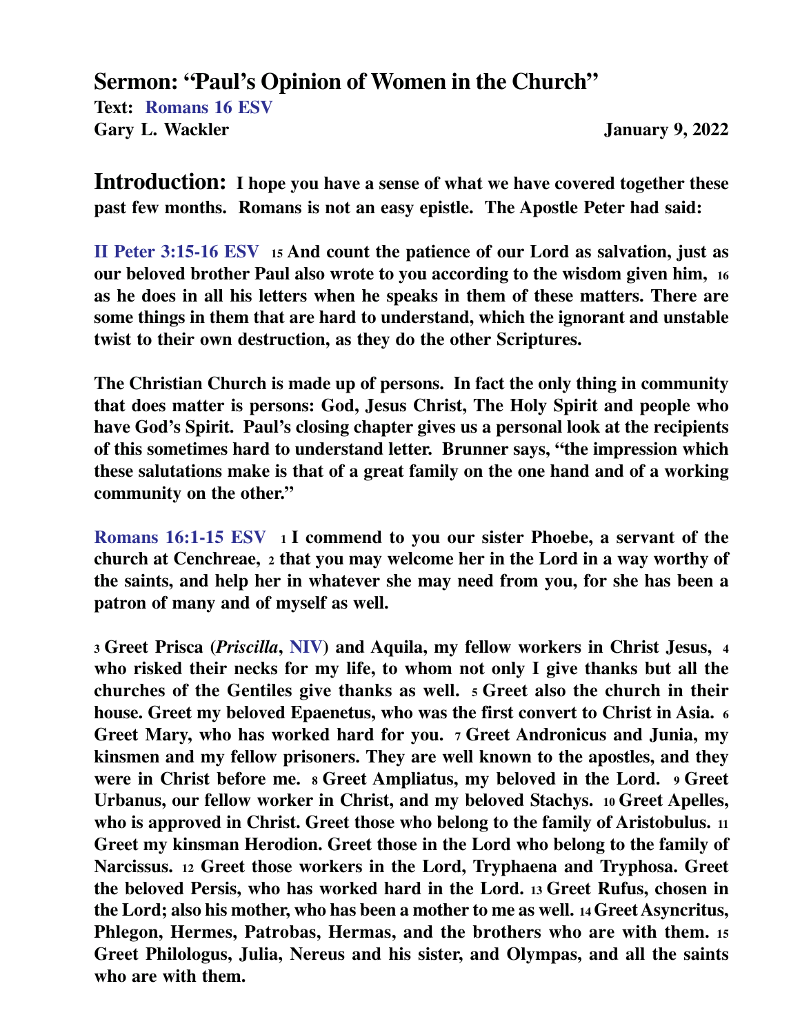# Sermon: "Paul's Opinion of Women in the Church"

**Text: Romans 16 ESV**
**Gary L. Wackler** **January 9, 2022**

**Introduction: I hope you have a sense of what we have covered together these past few months. Romans is not an easy epistle. The Apostle Peter had said:**

**II Peter 3:15-16 ESV** **15 And count the patience of our Lord as salvation, just as our beloved brother Paul also wrote to you according to the wisdom given him, 16 as he does in all his letters when he speaks in them of these matters. There are some things in them that are hard to understand, which the ignorant and unstable twist to their own destruction, as they do the other Scriptures.**

**The Christian Church is made up of persons. In fact the only thing in community that does matter is persons: God, Jesus Christ, The Holy Spirit and people who have God's Spirit. Paul's closing chapter gives us a personal look at the recipients of this sometimes hard to understand letter. Brunner says, "the impression which these salutations make is that of a great family on the one hand and of a working community on the other."**

**Romans 16:1-15 ESV** **1 I commend to you our sister Phoebe, a servant of the church at Cenchreae, 2 that you may welcome her in the Lord in a way worthy of the saints, and help her in whatever she may need from you, for she has been a patron of many and of myself as well.**

**3 Greet Prisca (*Priscilla*, NIV) and Aquila, my fellow workers in Christ Jesus, 4 who risked their necks for my life, to whom not only I give thanks but all the churches of the Gentiles give thanks as well. 5 Greet also the church in their house. Greet my beloved Epaenetus, who was the first convert to Christ in Asia. 6 Greet Mary, who has worked hard for you. 7 Greet Andronicus and Junia, my kinsmen and my fellow prisoners. They are well known to the apostles, and they were in Christ before me. 8 Greet Ampliatus, my beloved in the Lord. 9 Greet Urbanus, our fellow worker in Christ, and my beloved Stachys. 10 Greet Apelles, who is approved in Christ. Greet those who belong to the family of Aristobulus. 11 Greet my kinsman Herodion. Greet those in the Lord who belong to the family of Narcissus. 12 Greet those workers in the Lord, Tryphaena and Tryphosa. Greet the beloved Persis, who has worked hard in the Lord. 13 Greet Rufus, chosen in the Lord; also his mother, who has been a mother to me as well. 14 Greet Asyncritus, Phlegon, Hermes, Patrobas, Hermas, and the brothers who are with them. 15 Greet Philologus, Julia, Nereus and his sister, and Olympas, and all the saints who are with them.**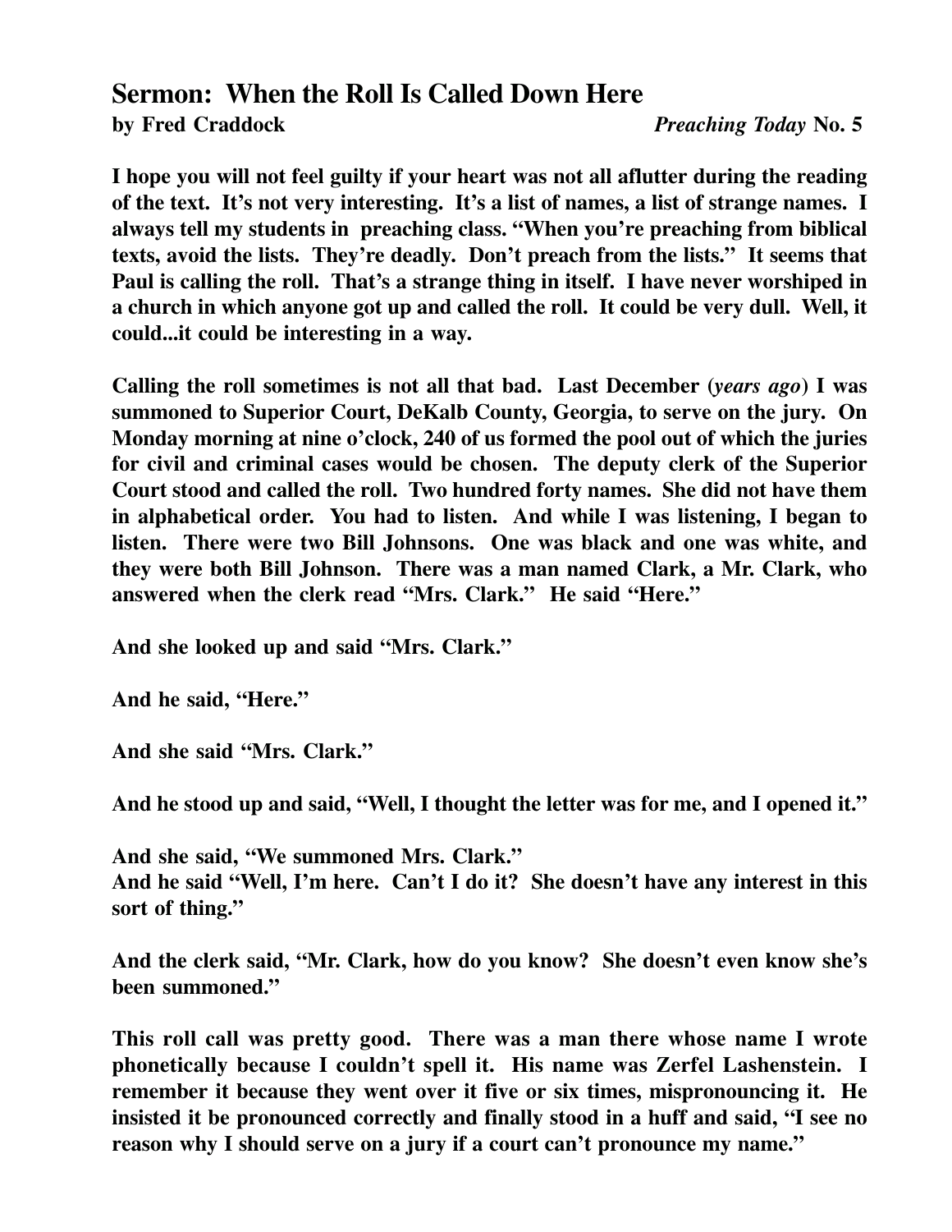# Sermon: When the Roll Is Called Down Here

**by Fred Craddock** ***Preaching Today* No. 5**

**I hope you will not feel guilty if your heart was not all aflutter during the reading of the text. It's not very interesting. It's a list of names, a list of strange names. I always tell my students in preaching class. "When you're preaching from biblical texts, avoid the lists. They're deadly. Don't preach from the lists." It seems that Paul is calling the roll. That's a strange thing in itself. I have never worshiped in a church in which anyone got up and called the roll. It could be very dull. Well, it could...it could be interesting in a way.**

**Calling the roll sometimes is not all that bad. Last December (*years ago*) I was summoned to Superior Court, DeKalb County, Georgia, to serve on the jury. On Monday morning at nine o'clock, 240 of us formed the pool out of which the juries for civil and criminal cases would be chosen. The deputy clerk of the Superior Court stood and called the roll. Two hundred forty names. She did not have them in alphabetical order. You had to listen. And while I was listening, I began to listen. There were two Bill Johnsons. One was black and one was white, and they were both Bill Johnson. There was a man named Clark, a Mr. Clark, who answered when the clerk read "Mrs. Clark." He said "Here."**

**And she looked up and said "Mrs. Clark."**

**And he said, "Here."**

**And she said "Mrs. Clark."**

**And he stood up and said, "Well, I thought the letter was for me, and I opened it."**

**And she said, "We summoned Mrs. Clark."**
**And he said "Well, I'm here. Can't I do it? She doesn't have any interest in this sort of thing."**

**And the clerk said, "Mr. Clark, how do you know? She doesn't even know she's been summoned."**

**This roll call was pretty good. There was a man there whose name I wrote phonetically because I couldn't spell it. His name was Zerfel Lashenstein. I remember it because they went over it five or six times, mispronouncing it. He insisted it be pronounced correctly and finally stood in a huff and said, "I see no reason why I should serve on a jury if a court can't pronounce my name."**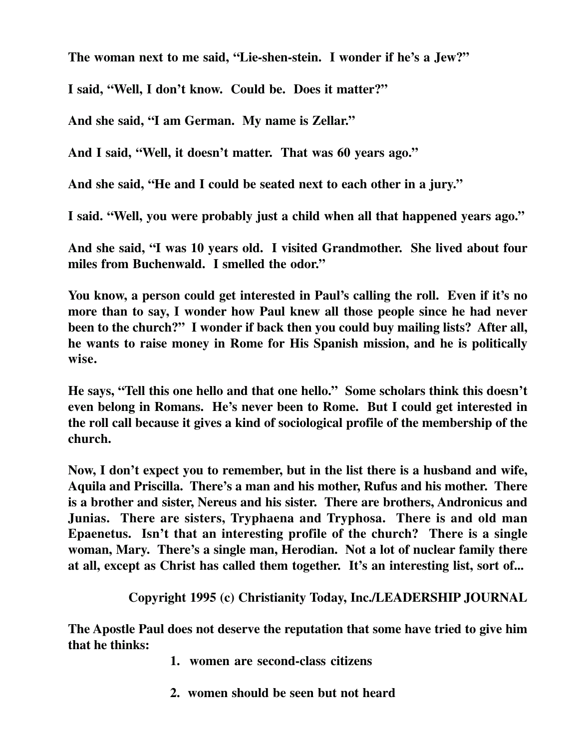**The woman next to me said, "Lie-shen-stein. I wonder if he's a Jew?"**

**I said, "Well, I don't know. Could be. Does it matter?"**

**And she said, "I am German. My name is Zellar."**

**And I said, "Well, it doesn't matter. That was 60 years ago."**

**And she said, "He and I could be seated next to each other in a jury."**

**I said. "Well, you were probably just a child when all that happened years ago."**

**And she said, "I was 10 years old. I visited Grandmother. She lived about four miles from Buchenwald. I smelled the odor."**

**You know, a person could get interested in Paul's calling the roll. Even if it's no more than to say, I wonder how Paul knew all those people since he had never been to the church?" I wonder if back then you could buy mailing lists? After all, he wants to raise money in Rome for His Spanish mission, and he is politically wise.**

**He says, "Tell this one hello and that one hello." Some scholars think this doesn't even belong in Romans. He's never been to Rome. But I could get interested in the roll call because it gives a kind of sociological profile of the membership of the church.**

**Now, I don't expect you to remember, but in the list there is a husband and wife, Aquila and Priscilla. There's a man and his mother, Rufus and his mother. There is a brother and sister, Nereus and his sister. There are brothers, Andronicus and Junias. There are sisters, Tryphaena and Tryphosa. There is and old man Epaenetus. Isn't that an interesting profile of the church? There is a single woman, Mary. There's a single man, Herodian. Not a lot of nuclear family there at all, except as Christ has called them together. It's an interesting list, sort of...**

**Copyright 1995 (c) Christianity Today, Inc./LEADERSHIP JOURNAL**

**The Apostle Paul does not deserve the reputation that some have tried to give him that he thinks:**

1. **women are second-class citizens**
2. **women should be seen but not heard**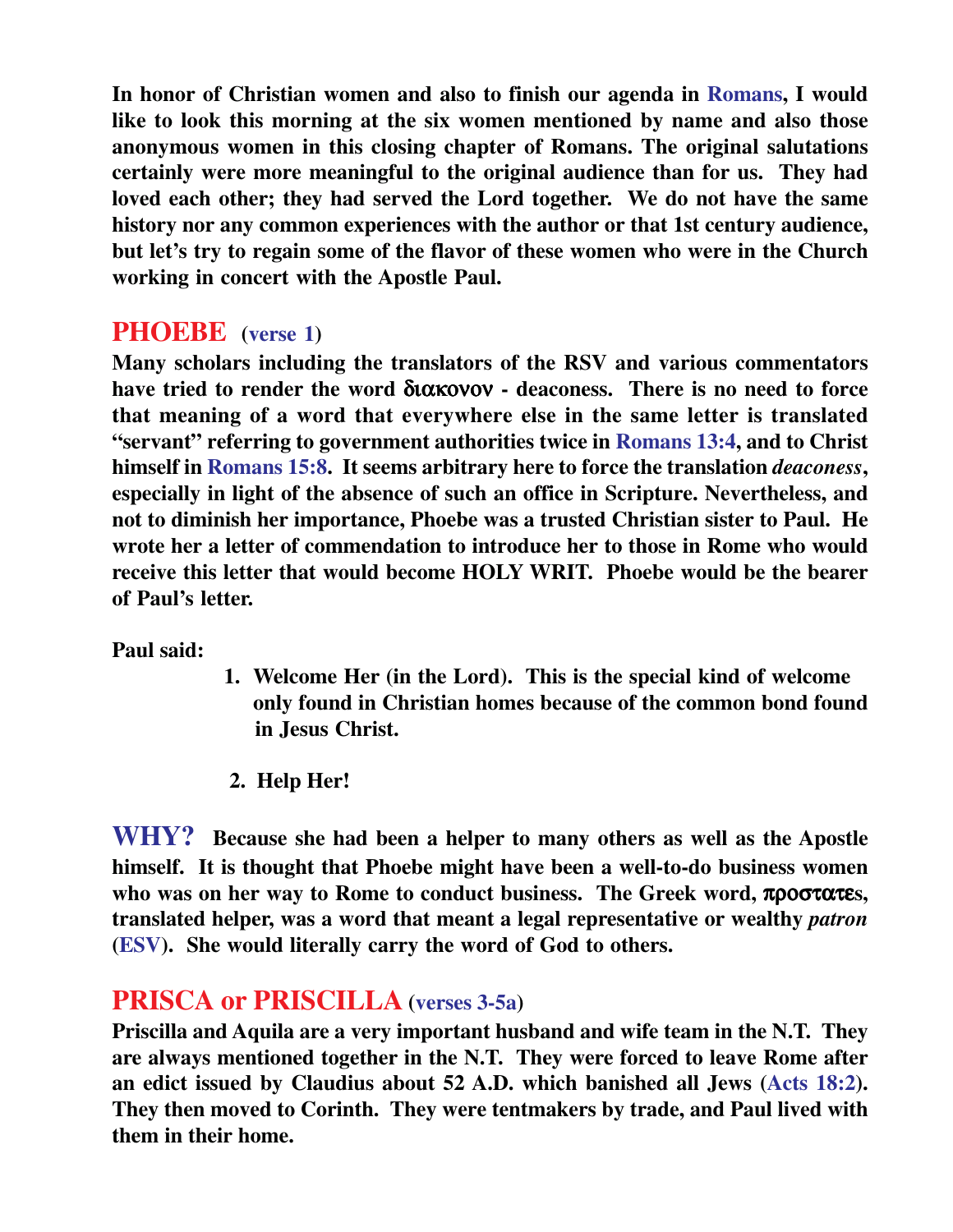**In honor of Christian women and also to finish our agenda in Romans, I would like to look this morning at the six women mentioned by name and also those anonymous women in this closing chapter of Romans. The original salutations certainly were more meaningful to the original audience than for us. They had loved each other; they had served the Lord together. We do not have the same history nor any common experiences with the author or that 1st century audience, but let's try to regain some of the flavor of these women who were in the Church working in concert with the Apostle Paul.**

## PHOEBE (verse 1)

**Many scholars including the translators of the RSV and various commentators have tried to render the word διακονον - deaconess. There is no need to force that meaning of a word that everywhere else in the same letter is translated "servant" referring to government authorities twice in Romans 13:4, and to Christ himself in Romans 15:8. It seems arbitrary here to force the translation *deaconess*, especially in light of the absence of such an office in Scripture. Nevertheless, and not to diminish her importance, Phoebe was a trusted Christian sister to Paul. He wrote her a letter of commendation to introduce her to those in Rome who would receive this letter that would become HOLY WRIT. Phoebe would be the bearer of Paul's letter.**

**Paul said:**

1. **Welcome Her (in the Lord). This is the special kind of welcome only found in Christian homes because of the common bond found in Jesus Christ.**
2. **Help Her!**

**WHY? Because she had been a helper to many others as well as the Apostle himself. It is thought that Phoebe might have been a well-to-do business women who was on her way to Rome to conduct business. The Greek word, προστατεs, translated helper, was a word that meant a legal representative or wealthy *patron* (ESV). She would literally carry the word of God to others.**

## PRISCA or PRISCILLA (verses 3-5a)

**Priscilla and Aquila are a very important husband and wife team in the N.T. They are always mentioned together in the N.T. They were forced to leave Rome after an edict issued by Claudius about 52 A.D. which banished all Jews (Acts 18:2). They then moved to Corinth. They were tentmakers by trade, and Paul lived with them in their home.**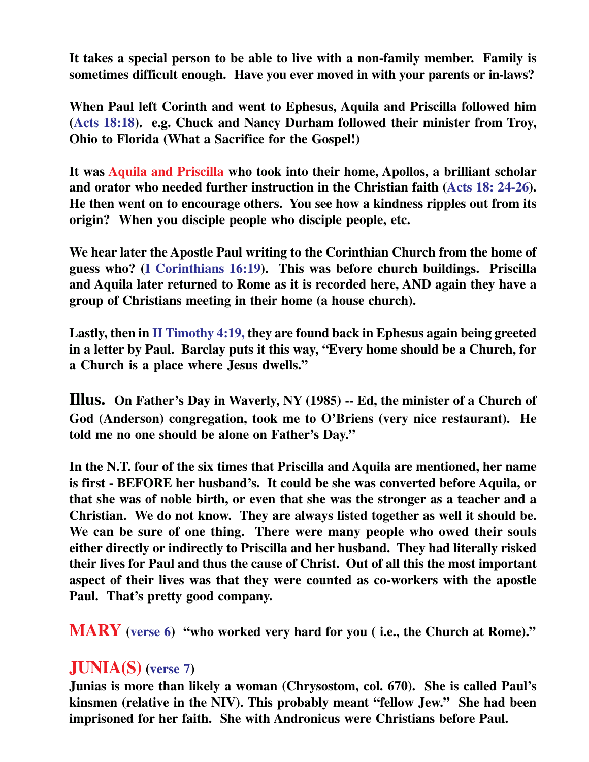**It takes a special person to be able to live with a non-family member. Family is sometimes difficult enough. Have you ever moved in with your parents or in-laws?**

**When Paul left Corinth and went to Ephesus, Aquila and Priscilla followed him (Acts 18:18). e.g. Chuck and Nancy Durham followed their minister from Troy, Ohio to Florida (What a Sacrifice for the Gospel!)**

**It was Aquila and Priscilla who took into their home, Apollos, a brilliant scholar and orator who needed further instruction in the Christian faith (Acts 18: 24-26). He then went on to encourage others. You see how a kindness ripples out from its origin? When you disciple people who disciple people, etc.**

**We hear later the Apostle Paul writing to the Corinthian Church from the home of guess who? (I Corinthians 16:19). This was before church buildings. Priscilla and Aquila later returned to Rome as it is recorded here, AND again they have a group of Christians meeting in their home (a house church).**

**Lastly, then in II Timothy 4:19, they are found back in Ephesus again being greeted in a letter by Paul. Barclay puts it this way, "Every home should be a Church, for a Church is a place where Jesus dwells."**

**Illus. On Father's Day in Waverly, NY (1985) -- Ed, the minister of a Church of God (Anderson) congregation, took me to O'Briens (very nice restaurant). He told me no one should be alone on Father's Day."**

**In the N.T. four of the six times that Priscilla and Aquila are mentioned, her name is first - BEFORE her husband's. It could be she was converted before Aquila, or that she was of noble birth, or even that she was the stronger as a teacher and a Christian. We do not know. They are always listed together as well it should be. We can be sure of one thing. There were many people who owed their souls either directly or indirectly to Priscilla and her husband. They had literally risked their lives for Paul and thus the cause of Christ. Out of all this the most important aspect of their lives was that they were counted as co-workers with the apostle Paul. That's pretty good company.**

**MARY (verse 6) "who worked very hard for you ( i.e., the Church at Rome)."**

## JUNIA(S) (verse 7)

**Junias is more than likely a woman (Chrysostom, col. 670). She is called Paul's kinsmen (relative in the NIV). This probably meant "fellow Jew." She had been imprisoned for her faith. She with Andronicus were Christians before Paul.**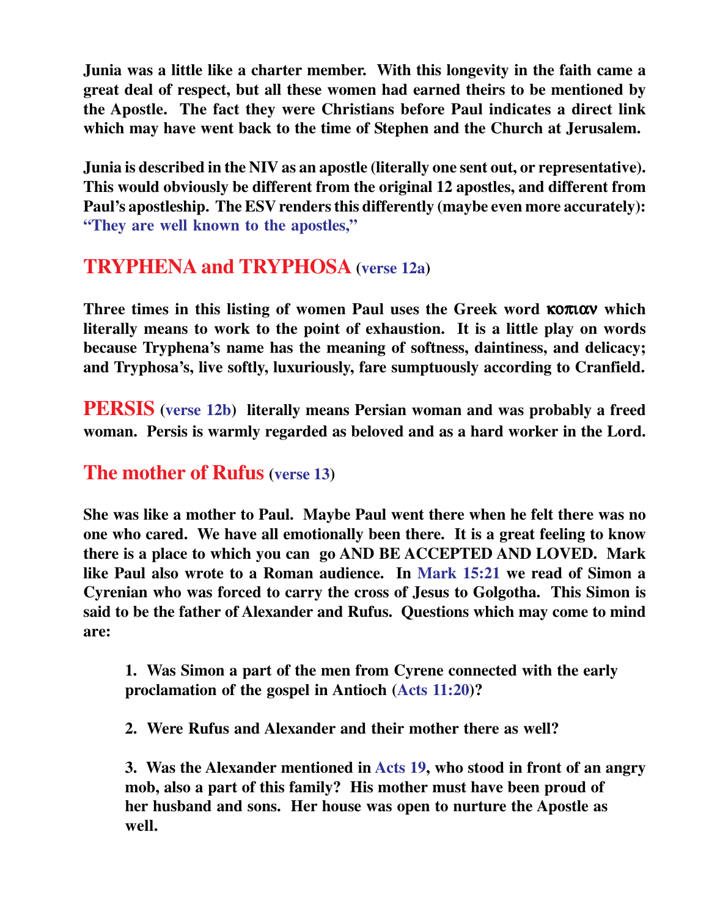**Junia was a little like a charter member. With this longevity in the faith came a great deal of respect, but all these women had earned theirs to be mentioned by the Apostle. The fact they were Christians before Paul indicates a direct link which may have went back to the time of Stephen and the Church at Jerusalem.**

**Junia is described in the NIV as an apostle (literally one sent out, or representative). This would obviously be different from the original 12 apostles, and different from Paul's apostleship. The ESV renders this differently (maybe even more accurately): "They are well known to the apostles,"**

## TRYPHENA and TRYPHOSA (verse 12a)

**Three times in this listing of women Paul uses the Greek word κοπιαν which literally means to work to the point of exhaustion. It is a little play on words because Tryphena's name has the meaning of softness, daintiness, and delicacy; and Tryphosa's, live softly, luxuriously, fare sumptuously according to Cranfield.**

**PERSIS (verse 12b) literally means Persian woman and was probably a freed woman. Persis is warmly regarded as beloved and as a hard worker in the Lord.**

## The mother of Rufus (verse 13)

**She was like a mother to Paul. Maybe Paul went there when he felt there was no one who cared. We have all emotionally been there. It is a great feeling to know there is a place to which you can go AND BE ACCEPTED AND LOVED. Mark like Paul also wrote to a Roman audience. In Mark 15:21 we read of Simon a Cyrenian who was forced to carry the cross of Jesus to Golgotha. This Simon is said to be the father of Alexander and Rufus. Questions which may come to mind are:**

1. **Was Simon a part of the men from Cyrene connected with the early proclamation of the gospel in Antioch (Acts 11:20)?**

2. **Were Rufus and Alexander and their mother there as well?**

3. **Was the Alexander mentioned in Acts 19, who stood in front of an angry mob, also a part of this family? His mother must have been proud of her husband and sons. Her house was open to nurture the Apostle as well.**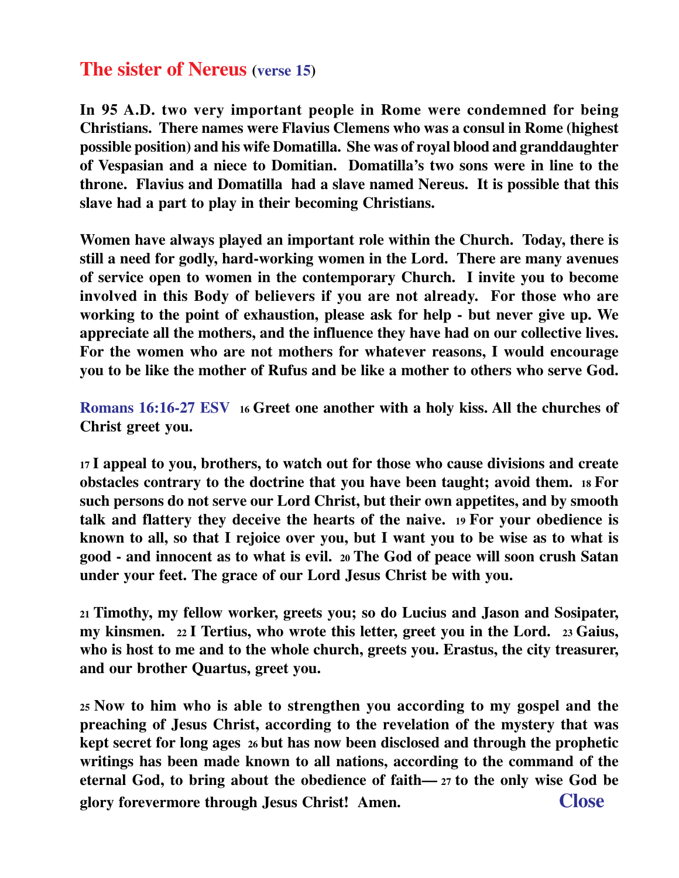## The sister of Nereus (verse 15)

**In 95 A.D. two very important people in Rome were condemned for being Christians. There names were Flavius Clemens who was a consul in Rome (highest possible position) and his wife Domatilla. She was of royal blood and granddaughter of Vespasian and a niece to Domitian. Domatilla's two sons were in line to the throne. Flavius and Domatilla had a slave named Nereus. It is possible that this slave had a part to play in their becoming Christians.**

**Women have always played an important role within the Church. Today, there is still a need for godly, hard-working women in the Lord. There are many avenues of service open to women in the contemporary Church. I invite you to become involved in this Body of believers if you are not already. For those who are working to the point of exhaustion, please ask for help - but never give up. We appreciate all the mothers, and the influence they have had on our collective lives. For the women who are not mothers for whatever reasons, I would encourage you to be like the mother of Rufus and be like a mother to others who serve God.**

**Romans 16:16-27 ESV** 16 **Greet one another with a holy kiss. All the churches of Christ greet you.**

17 **I appeal to you, brothers, to watch out for those who cause divisions and create obstacles contrary to the doctrine that you have been taught; avoid them.** 18 **For such persons do not serve our Lord Christ, but their own appetites, and by smooth talk and flattery they deceive the hearts of the naive.** 19 **For your obedience is known to all, so that I rejoice over you, but I want you to be wise as to what is good - and innocent as to what is evil.** 20 **The God of peace will soon crush Satan under your feet. The grace of our Lord Jesus Christ be with you.**

21 **Timothy, my fellow worker, greets you; so do Lucius and Jason and Sosipater, my kinsmen.** 22 **I Tertius, who wrote this letter, greet you in the Lord.** 23 **Gaius, who is host to me and to the whole church, greets you. Erastus, the city treasurer, and our brother Quartus, greet you.**

25 **Now to him who is able to strengthen you according to my gospel and the preaching of Jesus Christ, according to the revelation of the mystery that was kept secret for long ages** 26 **but has now been disclosed and through the prophetic writings has been made known to all nations, according to the command of the eternal God, to bring about the obedience of faith—** 27 **to the only wise God be glory forevermore through Jesus Christ! Amen.**

Close